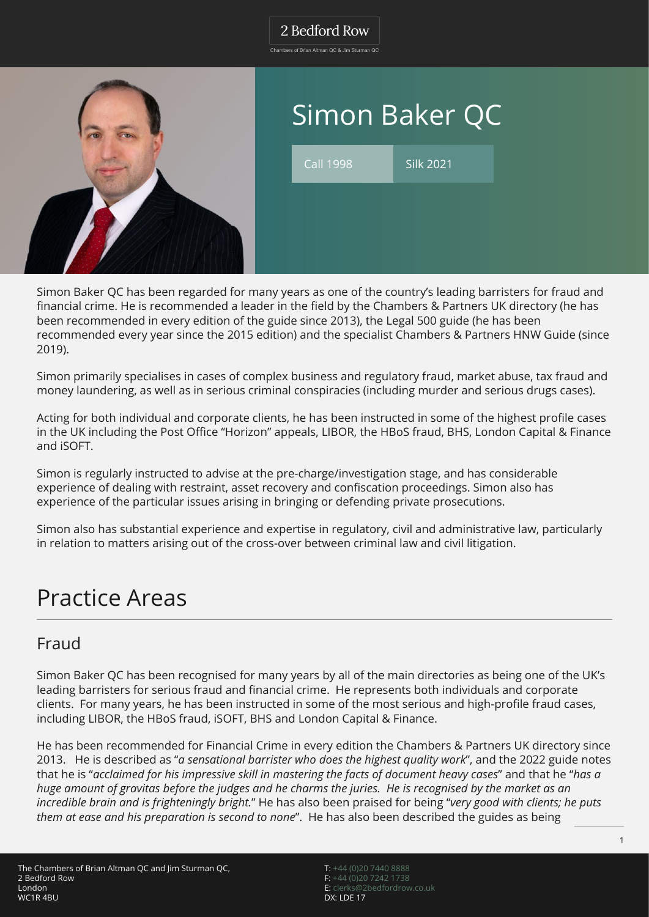2 Bedford Row

Chambers of Brian Altman QC & Jim Sturman QC

# Simon Baker QC

Call 1998 | Silk 2021

Simon Baker QC has been regarded for many years as one of the country's leading barristers for fraud and financial crime. He is recommended a leader in the field by the Chambers & Partners UK directory (he has been recommended in every edition of the guide since 2013), the Legal 500 guide (he has been recommended every year since the 2015 edition) and the specialist Chambers & Partners HNW Guide (since 2019).

Simon primarily specialises in cases of complex business and regulatory fraud, market abuse, tax fraud and money laundering, as well as in serious criminal conspiracies (including murder and serious drugs cases).

Acting for both individual and corporate clients, he has been instructed in some of the highest profile cases in the UK including the Post Office "Horizon" appeals, LIBOR, the HBoS fraud, BHS, London Capital & Finance and iSOFT.

Simon is regularly instructed to advise at the pre-charge/investigation stage, and has considerable experience of dealing with restraint, asset recovery and confiscation proceedings. Simon also has experience of the particular issues arising in bringing or defending private prosecutions.

Simon also has substantial experience and expertise in regulatory, civil and administrative law, particularly in relation to matters arising out of the cross-over between criminal law and civil litigation.

## Practice Areas

### Fraud

Simon Baker QC has been recognised for many years by all of the main directories as being one of the UK's leading barristers for serious fraud and financial crime. He represents both individuals and corporate clients. For many years, he has been instructed in some of the most serious and high-profile fraud cases, including LIBOR, the HBoS fraud, iSOFT, BHS and London Capital & Finance.

He has been recommended for Financial Crime in every edition the Chambers & Partners UK directory since 2013. He is described as "*a sensational barrister who does the highest quality work*", and the 2022 guide notes that he is "*acclaimed for his impressive skill in mastering the facts of document heavy cases*" and that he "*has a huge amount of gravitas before the judges and he charms the juries. He is recognised by the market as an incredible brain and is frighteningly bright.*" He has also been praised for being "*very good with clients; he puts them at ease and his preparation is second to none*". He has also been described the guides as being

The Chambers of Brian Altman QC and Jim Sturman QC,
2 Bedford Row
London
WC1R 4BU

T: +44 (0)20 7440 8888
F: +44 (0)20 7242 1738
E: clerks@2bedfordrow.co.uk
DX: LDE 17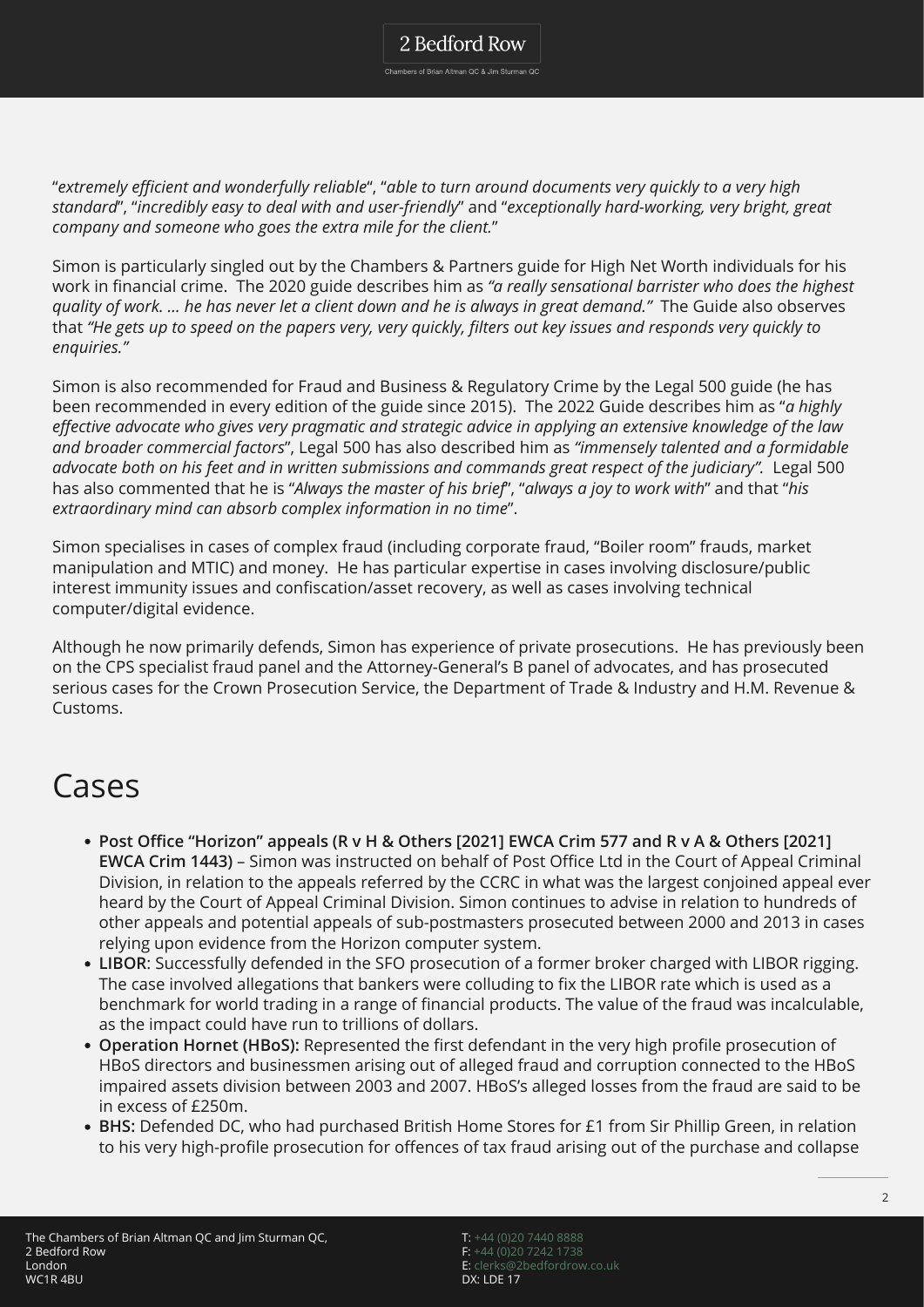"*extremely efficient and wonderfully reliable*", "*able to turn around documents very quickly to a very high standard*", "*incredibly easy to deal with and user-friendly*" and "*exceptionally hard-working, very bright, great company and someone who goes the extra mile for the client.*"

Simon is particularly singled out by the Chambers & Partners guide for High Net Worth individuals for his work in financial crime. The 2020 guide describes him as *"a really sensational barrister who does the highest quality of work. … he has never let a client down and he is always in great demand."* The Guide also observes that *"He gets up to speed on the papers very, very quickly, filters out key issues and responds very quickly to enquiries."*

Simon is also recommended for Fraud and Business & Regulatory Crime by the Legal 500 guide (he has been recommended in every edition of the guide since 2015). The 2022 Guide describes him as "*a highly effective advocate who gives very pragmatic and strategic advice in applying an extensive knowledge of the law and broader commercial factors*", Legal 500 has also described him as *"immensely talented and a formidable advocate both on his feet and in written submissions and commands great respect of the judiciary".* Legal 500 has also commented that he is "*Always the master of his brief*", "*always a joy to work with*" and that "*his extraordinary mind can absorb complex information in no time*".

Simon specialises in cases of complex fraud (including corporate fraud, "Boiler room" frauds, market manipulation and MTIC) and money. He has particular expertise in cases involving disclosure/public interest immunity issues and confiscation/asset recovery, as well as cases involving technical computer/digital evidence.

Although he now primarily defends, Simon has experience of private prosecutions. He has previously been on the CPS specialist fraud panel and the Attorney-General's B panel of advocates, and has prosecuted serious cases for the Crown Prosecution Service, the Department of Trade & Industry and H.M. Revenue & Customs.

# Cases

- **Post Office "Horizon" appeals (R v H & Others [2021] EWCA Crim 577 and R v A & Others [2021] EWCA Crim 1443)** – Simon was instructed on behalf of Post Office Ltd in the Court of Appeal Criminal Division, in relation to the appeals referred by the CCRC in what was the largest conjoined appeal ever heard by the Court of Appeal Criminal Division. Simon continues to advise in relation to hundreds of other appeals and potential appeals of sub-postmasters prosecuted between 2000 and 2013 in cases relying upon evidence from the Horizon computer system.
- **LIBOR**: Successfully defended in the SFO prosecution of a former broker charged with LIBOR rigging. The case involved allegations that bankers were colluding to fix the LIBOR rate which is used as a benchmark for world trading in a range of financial products. The value of the fraud was incalculable, as the impact could have run to trillions of dollars.
- **Operation Hornet (HBoS):** Represented the first defendant in the very high profile prosecution of HBoS directors and businessmen arising out of alleged fraud and corruption connected to the HBoS impaired assets division between 2003 and 2007. HBoS's alleged losses from the fraud are said to be in excess of £250m.
- **BHS:** Defended DC, who had purchased British Home Stores for £1 from Sir Phillip Green, in relation to his very high-profile prosecution for offences of tax fraud arising out of the purchase and collapse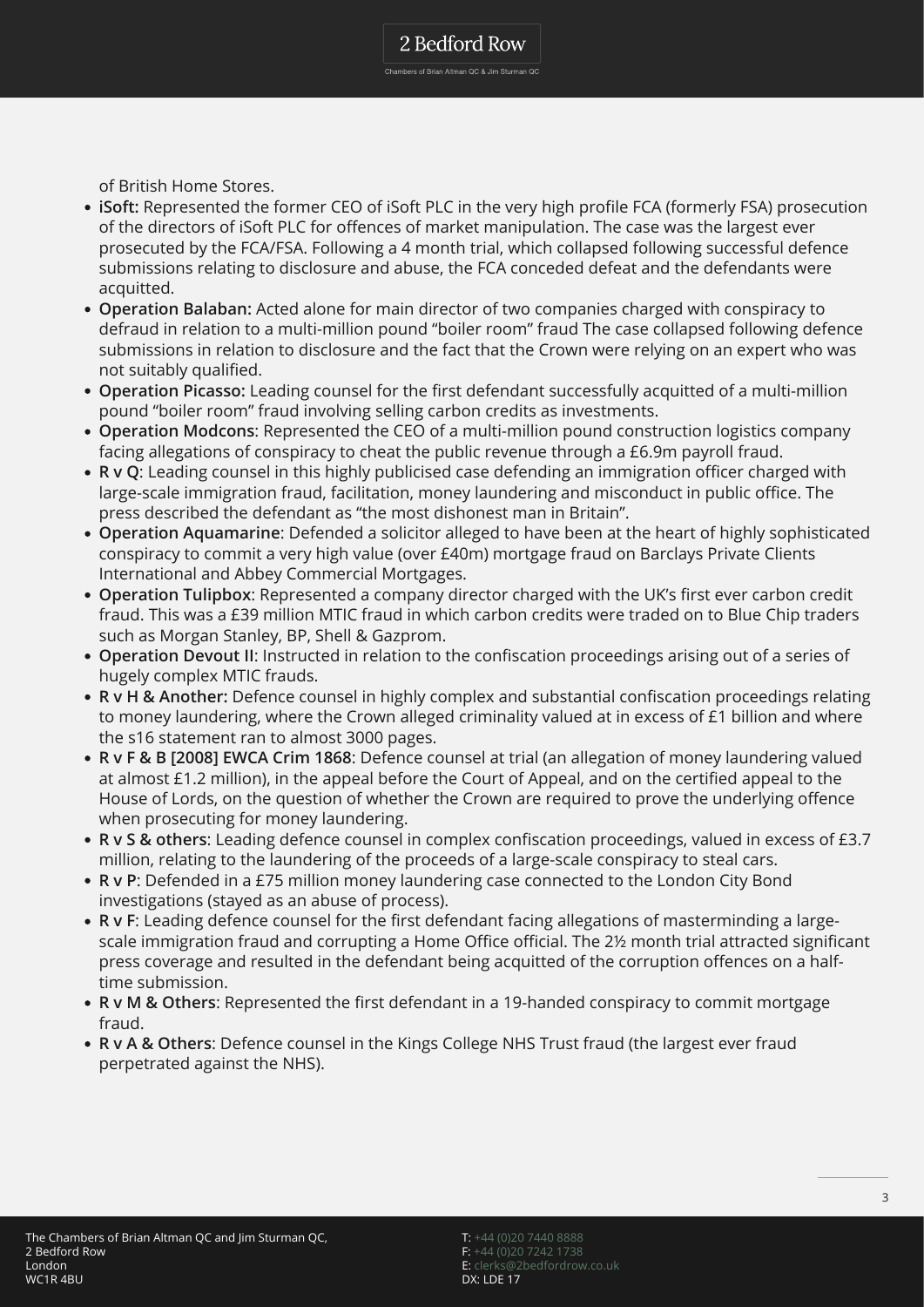of British Home Stores.

- **iSoft:** Represented the former CEO of iSoft PLC in the very high profile FCA (formerly FSA) prosecution of the directors of iSoft PLC for offences of market manipulation. The case was the largest ever prosecuted by the FCA/FSA. Following a 4 month trial, which collapsed following successful defence submissions relating to disclosure and abuse, the FCA conceded defeat and the defendants were acquitted.
- **Operation Balaban:** Acted alone for main director of two companies charged with conspiracy to defraud in relation to a multi-million pound "boiler room" fraud The case collapsed following defence submissions in relation to disclosure and the fact that the Crown were relying on an expert who was not suitably qualified.
- **Operation Picasso:** Leading counsel for the first defendant successfully acquitted of a multi-million pound "boiler room" fraud involving selling carbon credits as investments.
- **Operation Modcons**: Represented the CEO of a multi-million pound construction logistics company facing allegations of conspiracy to cheat the public revenue through a £6.9m payroll fraud.
- **R v Q**: Leading counsel in this highly publicised case defending an immigration officer charged with large-scale immigration fraud, facilitation, money laundering and misconduct in public office. The press described the defendant as "the most dishonest man in Britain".
- **Operation Aquamarine**: Defended a solicitor alleged to have been at the heart of highly sophisticated conspiracy to commit a very high value (over £40m) mortgage fraud on Barclays Private Clients International and Abbey Commercial Mortgages.
- **Operation Tulipbox**: Represented a company director charged with the UK's first ever carbon credit fraud. This was a £39 million MTIC fraud in which carbon credits were traded on to Blue Chip traders such as Morgan Stanley, BP, Shell & Gazprom.
- **Operation Devout II**: Instructed in relation to the confiscation proceedings arising out of a series of hugely complex MTIC frauds.
- **R v H & Another:** Defence counsel in highly complex and substantial confiscation proceedings relating to money laundering, where the Crown alleged criminality valued at in excess of £1 billion and where the s16 statement ran to almost 3000 pages.
- **R v F & B [2008] EWCA Crim 1868**: Defence counsel at trial (an allegation of money laundering valued at almost £1.2 million), in the appeal before the Court of Appeal, and on the certified appeal to the House of Lords, on the question of whether the Crown are required to prove the underlying offence when prosecuting for money laundering.
- **R v S & others**: Leading defence counsel in complex confiscation proceedings, valued in excess of £3.7 million, relating to the laundering of the proceeds of a large-scale conspiracy to steal cars.
- **R v P**: Defended in a £75 million money laundering case connected to the London City Bond investigations (stayed as an abuse of process).
- **R v F**: Leading defence counsel for the first defendant facing allegations of masterminding a large-scale immigration fraud and corrupting a Home Office official. The 2½ month trial attracted significant press coverage and resulted in the defendant being acquitted of the corruption offences on a half-time submission.
- **R v M & Others**: Represented the first defendant in a 19-handed conspiracy to commit mortgage fraud.
- **R v A & Others**: Defence counsel in the Kings College NHS Trust fraud (the largest ever fraud perpetrated against the NHS).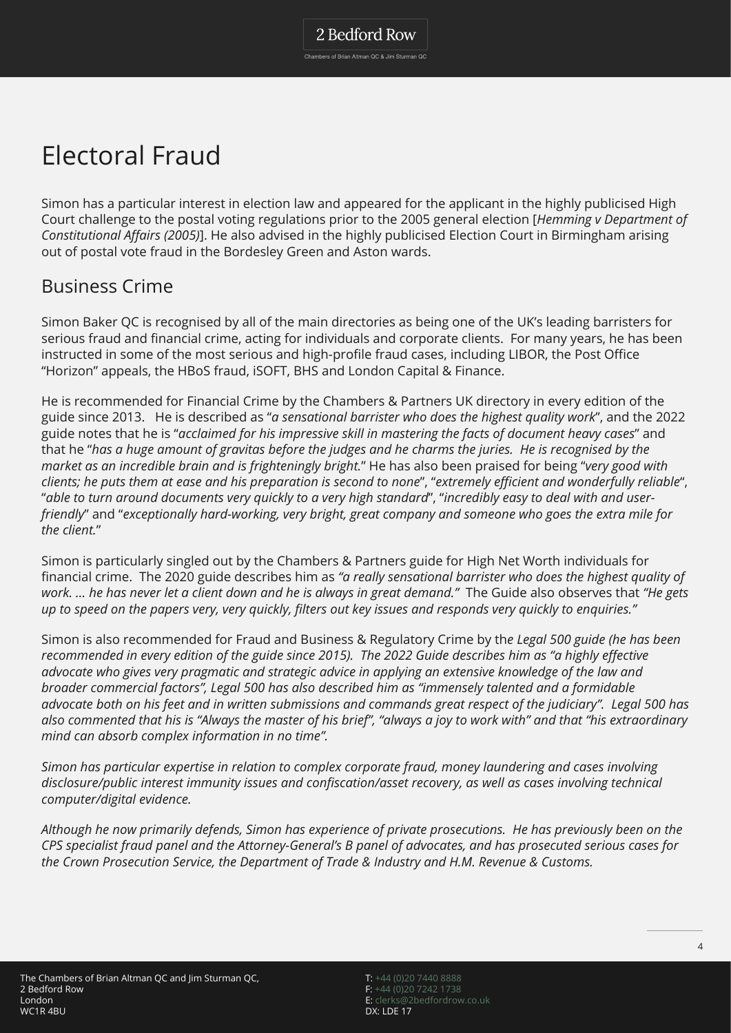# Electoral Fraud

Simon has a particular interest in election law and appeared for the applicant in the highly publicised High Court challenge to the postal voting regulations prior to the 2005 general election [*Hemming v Department of Constitutional Affairs (2005)*]. He also advised in the highly publicised Election Court in Birmingham arising out of postal vote fraud in the Bordesley Green and Aston wards.

## Business Crime

Simon Baker QC is recognised by all of the main directories as being one of the UK's leading barristers for serious fraud and financial crime, acting for individuals and corporate clients. For many years, he has been instructed in some of the most serious and high-profile fraud cases, including LIBOR, the Post Office "Horizon" appeals, the HBoS fraud, iSOFT, BHS and London Capital & Finance.

He is recommended for Financial Crime by the Chambers & Partners UK directory in every edition of the guide since 2013. He is described as "*a sensational barrister who does the highest quality work*", and the 2022 guide notes that he is "*acclaimed for his impressive skill in mastering the facts of document heavy cases*" and that he "*has a huge amount of gravitas before the judges and he charms the juries. He is recognised by the market as an incredible brain and is frighteningly bright.*" He has also been praised for being "*very good with clients; he puts them at ease and his preparation is second to none*", "*extremely efficient and wonderfully reliable*", "*able to turn around documents very quickly to a very high standard*", "*incredibly easy to deal with and user-friendly*" and "*exceptionally hard-working, very bright, great company and someone who goes the extra mile for the client.*"

Simon is particularly singled out by the Chambers & Partners guide for High Net Worth individuals for financial crime. The 2020 guide describes him as *"a really sensational barrister who does the highest quality of work. … he has never let a client down and he is always in great demand."* The Guide also observes that *"He gets up to speed on the papers very, very quickly, filters out key issues and responds very quickly to enquiries."*

Simon is also recommended for Fraud and Business & Regulatory Crime by th*e Legal 500 guide (he has been recommended in every edition of the guide since 2015). The 2022 Guide describes him as "a highly effective advocate who gives very pragmatic and strategic advice in applying an extensive knowledge of the law and broader commercial factors", Legal 500 has also described him as "immensely talented and a formidable advocate both on his feet and in written submissions and commands great respect of the judiciary". Legal 500 has also commented that his is "Always the master of his brief", "always a joy to work with" and that "his extraordinary mind can absorb complex information in no time".*

*Simon has particular expertise in relation to complex corporate fraud, money laundering and cases involving disclosure/public interest immunity issues and confiscation/asset recovery, as well as cases involving technical computer/digital evidence.*

*Although he now primarily defends, Simon has experience of private prosecutions. He has previously been on the CPS specialist fraud panel and the Attorney-General's B panel of advocates, and has prosecuted serious cases for the Crown Prosecution Service, the Department of Trade & Industry and H.M. Revenue & Customs.*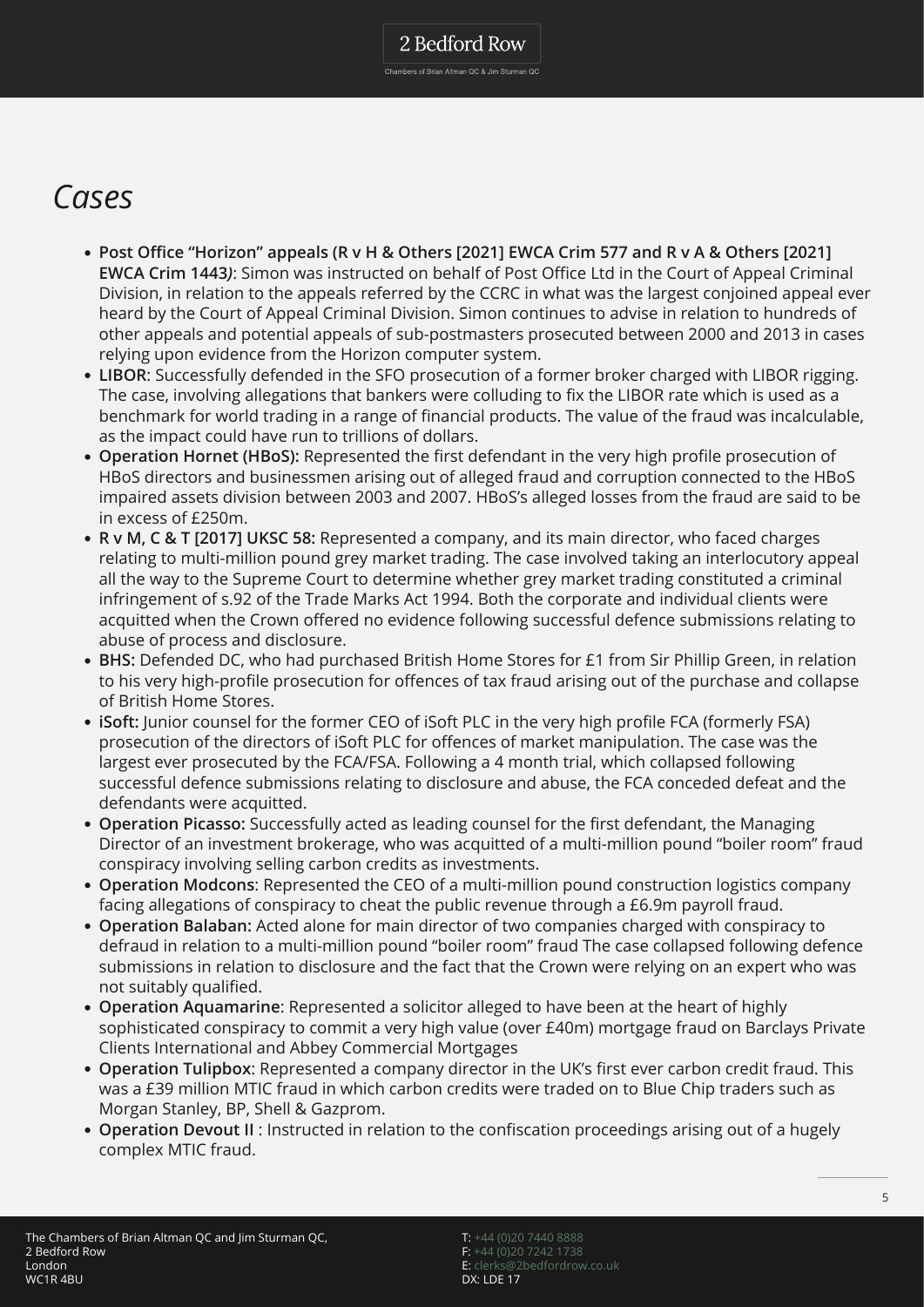# *Cases*

- **Post Office "Horizon" appeals (R v H & Others [2021] EWCA Crim 577 and R v A & Others [2021] EWCA Crim 1443*)***: Simon was instructed on behalf of Post Office Ltd in the Court of Appeal Criminal Division, in relation to the appeals referred by the CCRC in what was the largest conjoined appeal ever heard by the Court of Appeal Criminal Division. Simon continues to advise in relation to hundreds of other appeals and potential appeals of sub-postmasters prosecuted between 2000 and 2013 in cases relying upon evidence from the Horizon computer system.
- **LIBOR**: Successfully defended in the SFO prosecution of a former broker charged with LIBOR rigging. The case, involving allegations that bankers were colluding to fix the LIBOR rate which is used as a benchmark for world trading in a range of financial products. The value of the fraud was incalculable, as the impact could have run to trillions of dollars.
- **Operation Hornet (HBoS):** Represented the first defendant in the very high profile prosecution of HBoS directors and businessmen arising out of alleged fraud and corruption connected to the HBoS impaired assets division between 2003 and 2007. HBoS's alleged losses from the fraud are said to be in excess of £250m.
- **R v M, C & T [2017] UKSC 58:** Represented a company, and its main director, who faced charges relating to multi-million pound grey market trading. The case involved taking an interlocutory appeal all the way to the Supreme Court to determine whether grey market trading constituted a criminal infringement of s.92 of the Trade Marks Act 1994. Both the corporate and individual clients were acquitted when the Crown offered no evidence following successful defence submissions relating to abuse of process and disclosure.
- **BHS:** Defended DC, who had purchased British Home Stores for £1 from Sir Phillip Green, in relation to his very high-profile prosecution for offences of tax fraud arising out of the purchase and collapse of British Home Stores.
- **iSoft:** Junior counsel for the former CEO of iSoft PLC in the very high profile FCA (formerly FSA) prosecution of the directors of iSoft PLC for offences of market manipulation. The case was the largest ever prosecuted by the FCA/FSA. Following a 4 month trial, which collapsed following successful defence submissions relating to disclosure and abuse, the FCA conceded defeat and the defendants were acquitted.
- **Operation Picasso:** Successfully acted as leading counsel for the first defendant, the Managing Director of an investment brokerage, who was acquitted of a multi-million pound "boiler room" fraud conspiracy involving selling carbon credits as investments.
- **Operation Modcons**: Represented the CEO of a multi-million pound construction logistics company facing allegations of conspiracy to cheat the public revenue through a £6.9m payroll fraud.
- **Operation Balaban:** Acted alone for main director of two companies charged with conspiracy to defraud in relation to a multi-million pound "boiler room" fraud The case collapsed following defence submissions in relation to disclosure and the fact that the Crown were relying on an expert who was not suitably qualified.
- **Operation Aquamarine**: Represented a solicitor alleged to have been at the heart of highly sophisticated conspiracy to commit a very high value (over £40m) mortgage fraud on Barclays Private Clients International and Abbey Commercial Mortgages
- **Operation Tulipbox**: Represented a company director in the UK's first ever carbon credit fraud. This was a £39 million MTIC fraud in which carbon credits were traded on to Blue Chip traders such as Morgan Stanley, BP, Shell & Gazprom.
- **Operation Devout II** : Instructed in relation to the confiscation proceedings arising out of a hugely complex MTIC fraud.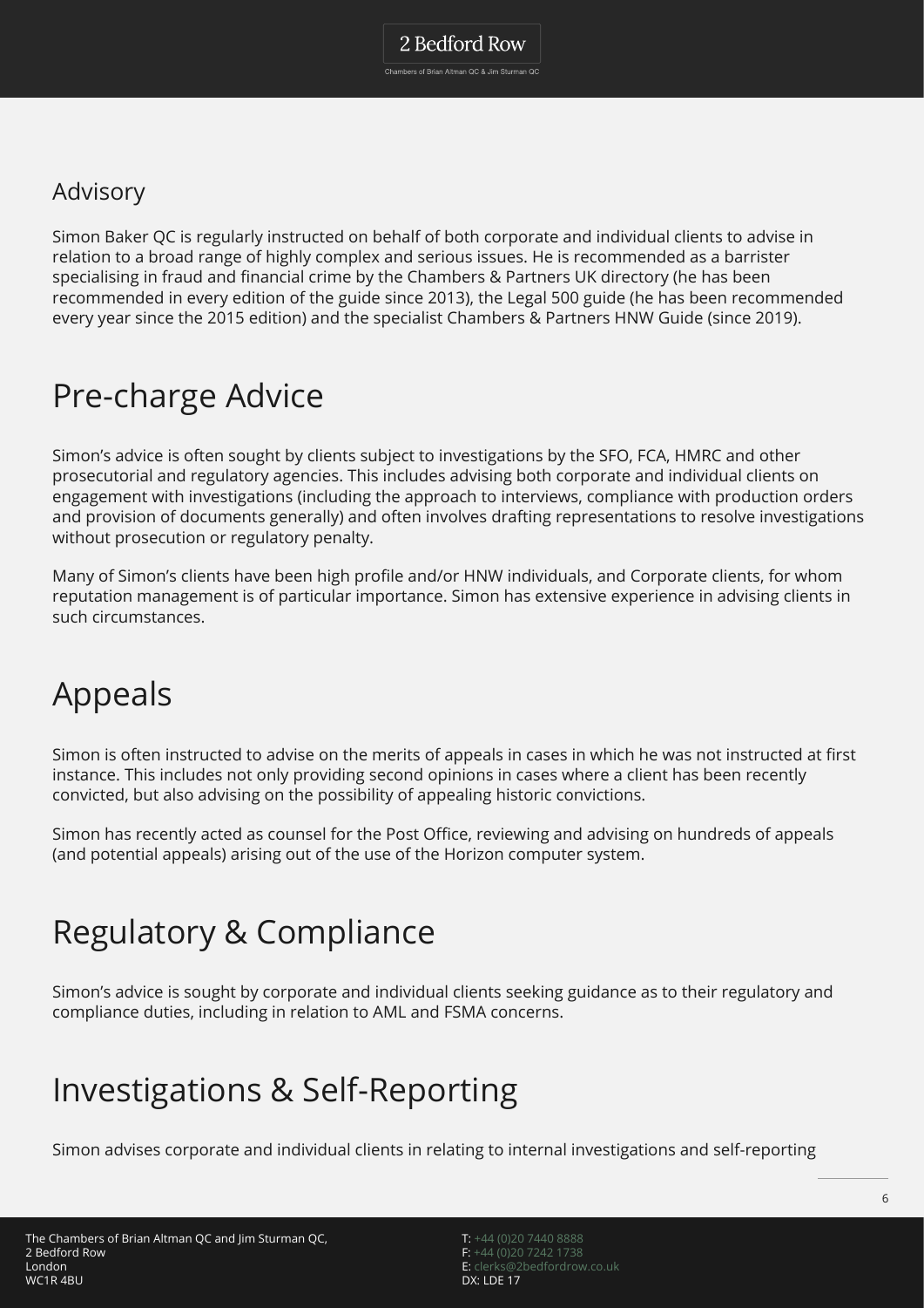## Advisory

Simon Baker QC is regularly instructed on behalf of both corporate and individual clients to advise in relation to a broad range of highly complex and serious issues. He is recommended as a barrister specialising in fraud and financial crime by the Chambers & Partners UK directory (he has been recommended in every edition of the guide since 2013), the Legal 500 guide (he has been recommended every year since the 2015 edition) and the specialist Chambers & Partners HNW Guide (since 2019).

# Pre-charge Advice

Simon's advice is often sought by clients subject to investigations by the SFO, FCA, HMRC and other prosecutorial and regulatory agencies. This includes advising both corporate and individual clients on engagement with investigations (including the approach to interviews, compliance with production orders and provision of documents generally) and often involves drafting representations to resolve investigations without prosecution or regulatory penalty.

Many of Simon's clients have been high profile and/or HNW individuals, and Corporate clients, for whom reputation management is of particular importance. Simon has extensive experience in advising clients in such circumstances.

# Appeals

Simon is often instructed to advise on the merits of appeals in cases in which he was not instructed at first instance. This includes not only providing second opinions in cases where a client has been recently convicted, but also advising on the possibility of appealing historic convictions.

Simon has recently acted as counsel for the Post Office, reviewing and advising on hundreds of appeals (and potential appeals) arising out of the use of the Horizon computer system.

# Regulatory & Compliance

Simon's advice is sought by corporate and individual clients seeking guidance as to their regulatory and compliance duties, including in relation to AML and FSMA concerns.

# Investigations & Self-Reporting

Simon advises corporate and individual clients in relating to internal investigations and self-reporting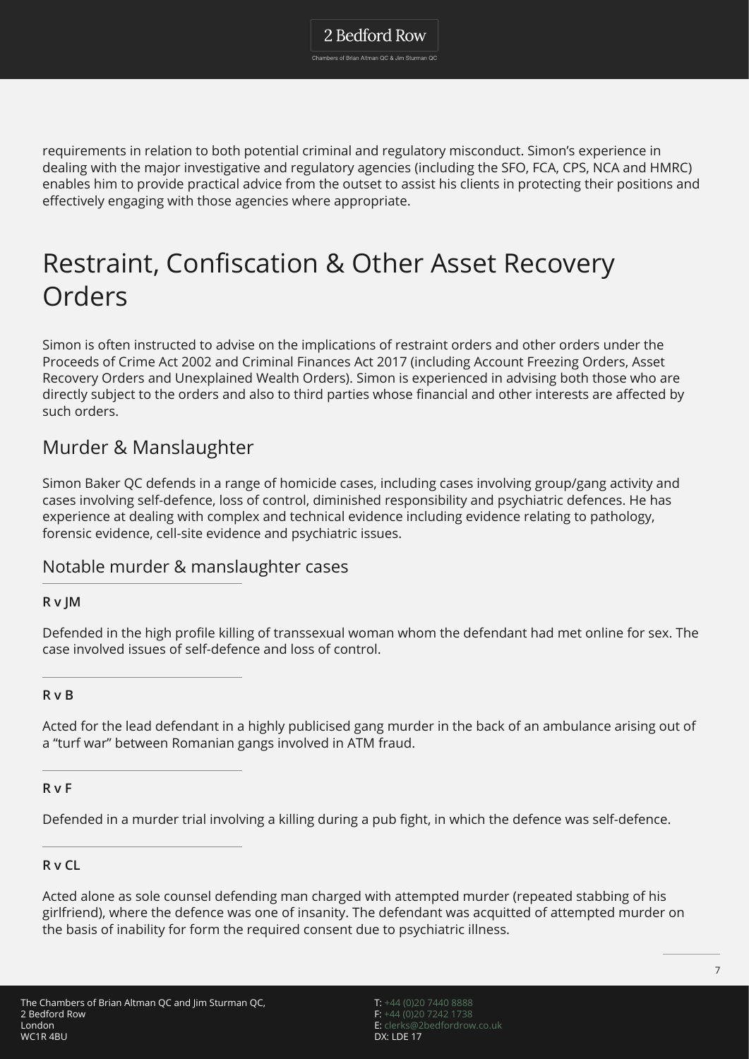requirements in relation to both potential criminal and regulatory misconduct. Simon's experience in dealing with the major investigative and regulatory agencies (including the SFO, FCA, CPS, NCA and HMRC) enables him to provide practical advice from the outset to assist his clients in protecting their positions and effectively engaging with those agencies where appropriate.

# Restraint, Confiscation & Other Asset Recovery Orders

Simon is often instructed to advise on the implications of restraint orders and other orders under the Proceeds of Crime Act 2002 and Criminal Finances Act 2017 (including Account Freezing Orders, Asset Recovery Orders and Unexplained Wealth Orders). Simon is experienced in advising both those who are directly subject to the orders and also to third parties whose financial and other interests are affected by such orders.

## Murder & Manslaughter

Simon Baker QC defends in a range of homicide cases, including cases involving group/gang activity and cases involving self-defence, loss of control, diminished responsibility and psychiatric defences. He has experience at dealing with complex and technical evidence including evidence relating to pathology, forensic evidence, cell-site evidence and psychiatric issues.

### Notable murder & manslaughter cases

**R v JM**

Defended in the high profile killing of transsexual woman whom the defendant had met online for sex. The case involved issues of self-defence and loss of control.

**R v B**

Acted for the lead defendant in a highly publicised gang murder in the back of an ambulance arising out of a "turf war" between Romanian gangs involved in ATM fraud.

**R v F**

Defended in a murder trial involving a killing during a pub fight, in which the defence was self-defence.

**R v CL**

Acted alone as sole counsel defending man charged with attempted murder (repeated stabbing of his girlfriend), where the defence was one of insanity. The defendant was acquitted of attempted murder on the basis of inability for form the required consent due to psychiatric illness.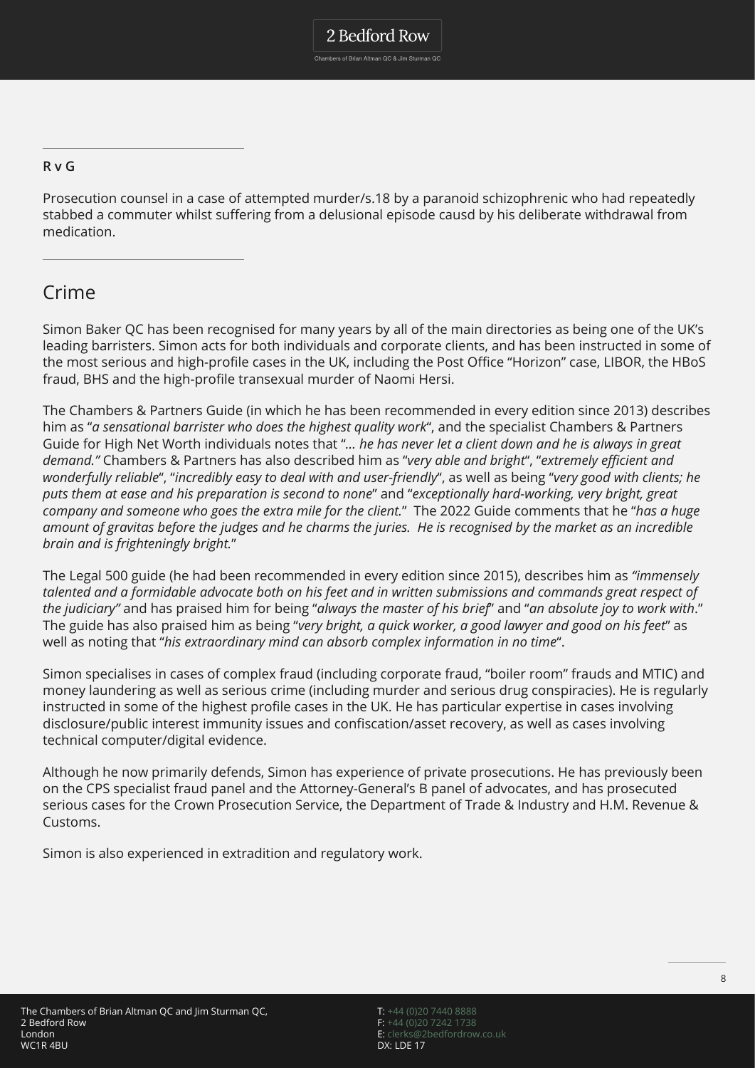**R v G**

Prosecution counsel in a case of attempted murder/s.18 by a paranoid schizophrenic who had repeatedly stabbed a commuter whilst suffering from a delusional episode causd by his deliberate withdrawal from medication.

## Crime

Simon Baker QC has been recognised for many years by all of the main directories as being one of the UK's leading barristers. Simon acts for both individuals and corporate clients, and has been instructed in some of the most serious and high-profile cases in the UK, including the Post Office "Horizon" case, LIBOR, the HBoS fraud, BHS and the high-profile transexual murder of Naomi Hersi.

The Chambers & Partners Guide (in which he has been recommended in every edition since 2013) describes him as "*a sensational barrister who does the highest quality work*", and the specialist Chambers & Partners Guide for High Net Worth individuals notes that "*... he has never let a client down and he is always in great demand."* Chambers & Partners has also described him as "*very able and bright*", "*extremely efficient and wonderfully reliable*", "*incredibly easy to deal with and user-friendly*", as well as being "*very good with clients; he puts them at ease and his preparation is second to none*" and "*exceptionally hard-working, very bright, great company and someone who goes the extra mile for the client.*" The 2022 Guide comments that he "*has a huge amount of gravitas before the judges and he charms the juries. He is recognised by the market as an incredible brain and is frighteningly bright.*"

The Legal 500 guide (he had been recommended in every edition since 2015), describes him as *"immensely talented and a formidable advocate both on his feet and in written submissions and commands great respect of the judiciary"* and has praised him for being "*always the master of his brief*" and "*an absolute joy to work with*." The guide has also praised him as being "*very bright, a quick worker, a good lawyer and good on his feet*" as well as noting that "*his extraordinary mind can absorb complex information in no time*".

Simon specialises in cases of complex fraud (including corporate fraud, "boiler room" frauds and MTIC) and money laundering as well as serious crime (including murder and serious drug conspiracies). He is regularly instructed in some of the highest profile cases in the UK. He has particular expertise in cases involving disclosure/public interest immunity issues and confiscation/asset recovery, as well as cases involving technical computer/digital evidence.

Although he now primarily defends, Simon has experience of private prosecutions. He has previously been on the CPS specialist fraud panel and the Attorney-General's B panel of advocates, and has prosecuted serious cases for the Crown Prosecution Service, the Department of Trade & Industry and H.M. Revenue & Customs.

Simon is also experienced in extradition and regulatory work.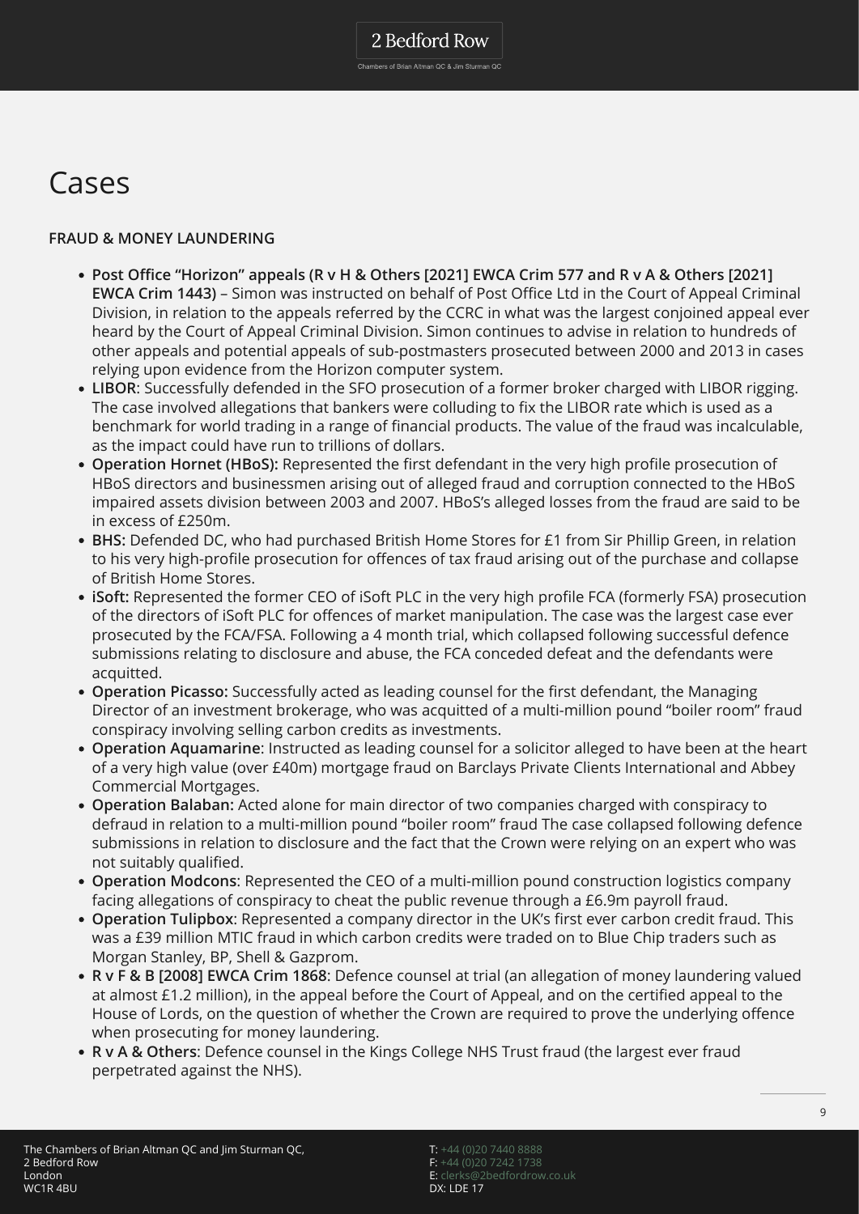# Cases

### FRAUD & MONEY LAUNDERING

- **Post Office "Horizon" appeals (R v H & Others [2021] EWCA Crim 577 and R v A & Others [2021] EWCA Crim 1443)** – Simon was instructed on behalf of Post Office Ltd in the Court of Appeal Criminal Division, in relation to the appeals referred by the CCRC in what was the largest conjoined appeal ever heard by the Court of Appeal Criminal Division. Simon continues to advise in relation to hundreds of other appeals and potential appeals of sub-postmasters prosecuted between 2000 and 2013 in cases relying upon evidence from the Horizon computer system.
- **LIBOR**: Successfully defended in the SFO prosecution of a former broker charged with LIBOR rigging. The case involved allegations that bankers were colluding to fix the LIBOR rate which is used as a benchmark for world trading in a range of financial products. The value of the fraud was incalculable, as the impact could have run to trillions of dollars.
- **Operation Hornet (HBoS):** Represented the first defendant in the very high profile prosecution of HBoS directors and businessmen arising out of alleged fraud and corruption connected to the HBoS impaired assets division between 2003 and 2007. HBoS's alleged losses from the fraud are said to be in excess of £250m.
- **BHS:** Defended DC, who had purchased British Home Stores for £1 from Sir Phillip Green, in relation to his very high-profile prosecution for offences of tax fraud arising out of the purchase and collapse of British Home Stores.
- **iSoft:** Represented the former CEO of iSoft PLC in the very high profile FCA (formerly FSA) prosecution of the directors of iSoft PLC for offences of market manipulation. The case was the largest case ever prosecuted by the FCA/FSA. Following a 4 month trial, which collapsed following successful defence submissions relating to disclosure and abuse, the FCA conceded defeat and the defendants were acquitted.
- **Operation Picasso:** Successfully acted as leading counsel for the first defendant, the Managing Director of an investment brokerage, who was acquitted of a multi-million pound "boiler room" fraud conspiracy involving selling carbon credits as investments.
- **Operation Aquamarine**: Instructed as leading counsel for a solicitor alleged to have been at the heart of a very high value (over £40m) mortgage fraud on Barclays Private Clients International and Abbey Commercial Mortgages.
- **Operation Balaban:** Acted alone for main director of two companies charged with conspiracy to defraud in relation to a multi-million pound "boiler room" fraud The case collapsed following defence submissions in relation to disclosure and the fact that the Crown were relying on an expert who was not suitably qualified.
- **Operation Modcons**: Represented the CEO of a multi-million pound construction logistics company facing allegations of conspiracy to cheat the public revenue through a £6.9m payroll fraud.
- **Operation Tulipbox**: Represented a company director in the UK's first ever carbon credit fraud. This was a £39 million MTIC fraud in which carbon credits were traded on to Blue Chip traders such as Morgan Stanley, BP, Shell & Gazprom.
- **R v F & B [2008] EWCA Crim 1868**: Defence counsel at trial (an allegation of money laundering valued at almost £1.2 million), in the appeal before the Court of Appeal, and on the certified appeal to the House of Lords, on the question of whether the Crown are required to prove the underlying offence when prosecuting for money laundering.
- **R v A & Others**: Defence counsel in the Kings College NHS Trust fraud (the largest ever fraud perpetrated against the NHS).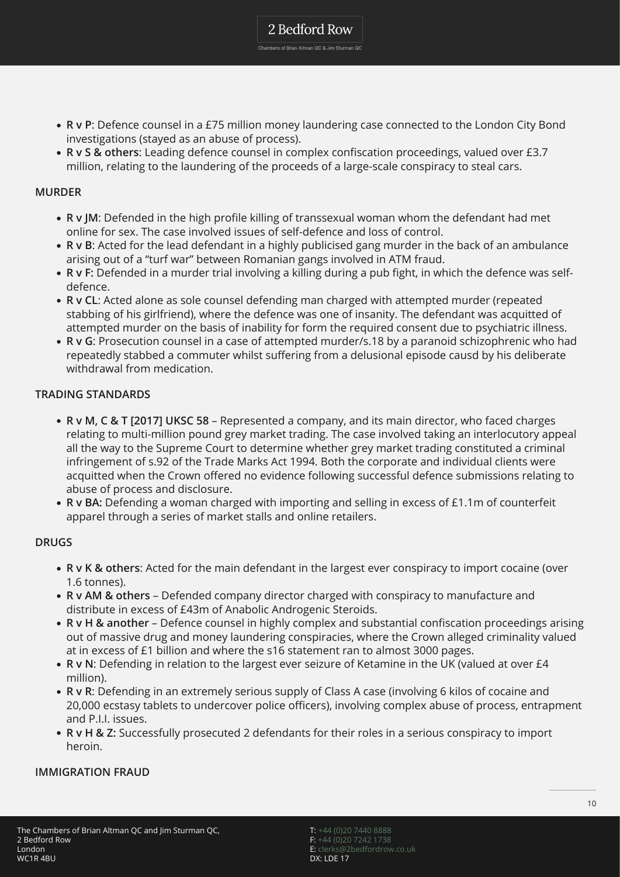- **R v P**: Defence counsel in a £75 million money laundering case connected to the London City Bond investigations (stayed as an abuse of process).
- **R v S & others**: Leading defence counsel in complex confiscation proceedings, valued over £3.7 million, relating to the laundering of the proceeds of a large-scale conspiracy to steal cars.

### MURDER

- **R v JM**: Defended in the high profile killing of transsexual woman whom the defendant had met online for sex. The case involved issues of self-defence and loss of control.
- **R v B**: Acted for the lead defendant in a highly publicised gang murder in the back of an ambulance arising out of a "turf war" between Romanian gangs involved in ATM fraud.
- **R v F:** Defended in a murder trial involving a killing during a pub fight, in which the defence was self-defence.
- **R v CL**: Acted alone as sole counsel defending man charged with attempted murder (repeated stabbing of his girlfriend), where the defence was one of insanity. The defendant was acquitted of attempted murder on the basis of inability for form the required consent due to psychiatric illness.
- **R v G**: Prosecution counsel in a case of attempted murder/s.18 by a paranoid schizophrenic who had repeatedly stabbed a commuter whilst suffering from a delusional episode causd by his deliberate withdrawal from medication.

### TRADING STANDARDS

- **R v M, C & T [2017] UKSC 58** – Represented a company, and its main director, who faced charges relating to multi-million pound grey market trading. The case involved taking an interlocutory appeal all the way to the Supreme Court to determine whether grey market trading constituted a criminal infringement of s.92 of the Trade Marks Act 1994. Both the corporate and individual clients were acquitted when the Crown offered no evidence following successful defence submissions relating to abuse of process and disclosure.
- **R v BA:** Defending a woman charged with importing and selling in excess of £1.1m of counterfeit apparel through a series of market stalls and online retailers.

### DRUGS

- **R v K & others**: Acted for the main defendant in the largest ever conspiracy to import cocaine (over 1.6 tonnes).
- **R v AM & others** – Defended company director charged with conspiracy to manufacture and distribute in excess of £43m of Anabolic Androgenic Steroids.
- **R v H & another** – Defence counsel in highly complex and substantial confiscation proceedings arising out of massive drug and money laundering conspiracies, where the Crown alleged criminality valued at in excess of £1 billion and where the s16 statement ran to almost 3000 pages.
- **R v N**: Defending in relation to the largest ever seizure of Ketamine in the UK (valued at over £4 million).
- **R v R**: Defending in an extremely serious supply of Class A case (involving 6 kilos of cocaine and 20,000 ecstasy tablets to undercover police officers), involving complex abuse of process, entrapment and P.I.I. issues.
- **R v H & Z:** Successfully prosecuted 2 defendants for their roles in a serious conspiracy to import heroin.

### IMMIGRATION FRAUD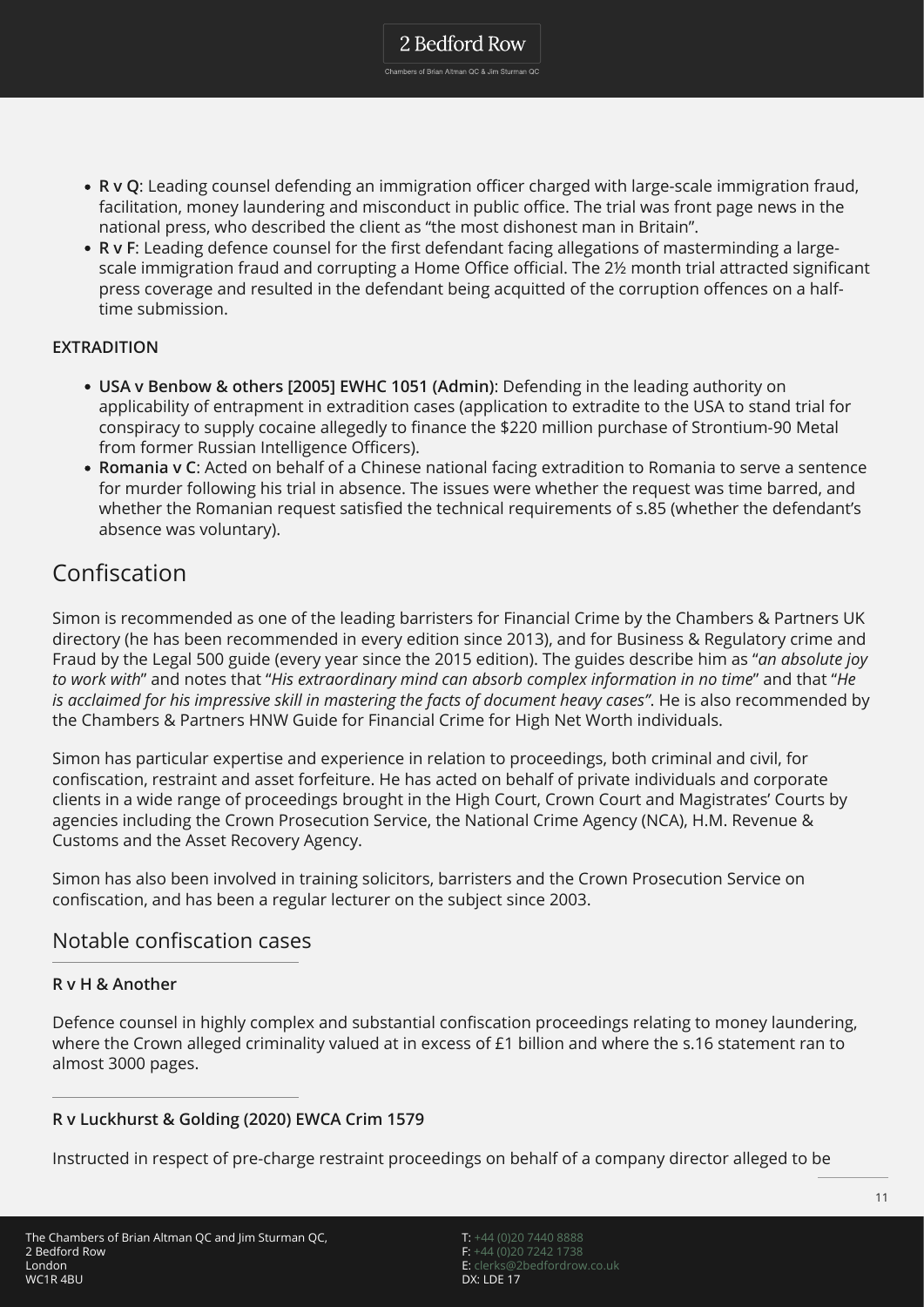- **R v Q**: Leading counsel defending an immigration officer charged with large-scale immigration fraud, facilitation, money laundering and misconduct in public office. The trial was front page news in the national press, who described the client as "the most dishonest man in Britain".
- **R v F**: Leading defence counsel for the first defendant facing allegations of masterminding a large-scale immigration fraud and corrupting a Home Office official. The 2½ month trial attracted significant press coverage and resulted in the defendant being acquitted of the corruption offences on a half-time submission.

**EXTRADITION**

- **USA v Benbow & others [2005] EWHC 1051 (Admin)**: Defending in the leading authority on applicability of entrapment in extradition cases (application to extradite to the USA to stand trial for conspiracy to supply cocaine allegedly to finance the $220 million purchase of Strontium-90 Metal from former Russian Intelligence Officers).
- **Romania v C**: Acted on behalf of a Chinese national facing extradition to Romania to serve a sentence for murder following his trial in absence. The issues were whether the request was time barred, and whether the Romanian request satisfied the technical requirements of s.85 (whether the defendant's absence was voluntary).

## Confiscation

Simon is recommended as one of the leading barristers for Financial Crime by the Chambers & Partners UK directory (he has been recommended in every edition since 2013), and for Business & Regulatory crime and Fraud by the Legal 500 guide (every year since the 2015 edition). The guides describe him as "*an absolute joy to work with*" and notes that "*His extraordinary mind can absorb complex information in no time*" and that "*He is acclaimed for his impressive skill in mastering the facts of document heavy cases"*. He is also recommended by the Chambers & Partners HNW Guide for Financial Crime for High Net Worth individuals.

Simon has particular expertise and experience in relation to proceedings, both criminal and civil, for confiscation, restraint and asset forfeiture. He has acted on behalf of private individuals and corporate clients in a wide range of proceedings brought in the High Court, Crown Court and Magistrates' Courts by agencies including the Crown Prosecution Service, the National Crime Agency (NCA), H.M. Revenue & Customs and the Asset Recovery Agency.

Simon has also been involved in training solicitors, barristers and the Crown Prosecution Service on confiscation, and has been a regular lecturer on the subject since 2003.

## Notable confiscation cases

**R v H & Another**

Defence counsel in highly complex and substantial confiscation proceedings relating to money laundering, where the Crown alleged criminality valued at in excess of £1 billion and where the s.16 statement ran to almost 3000 pages.

**R v Luckhurst & Golding (2020) EWCA Crim 1579**

Instructed in respect of pre-charge restraint proceedings on behalf of a company director alleged to be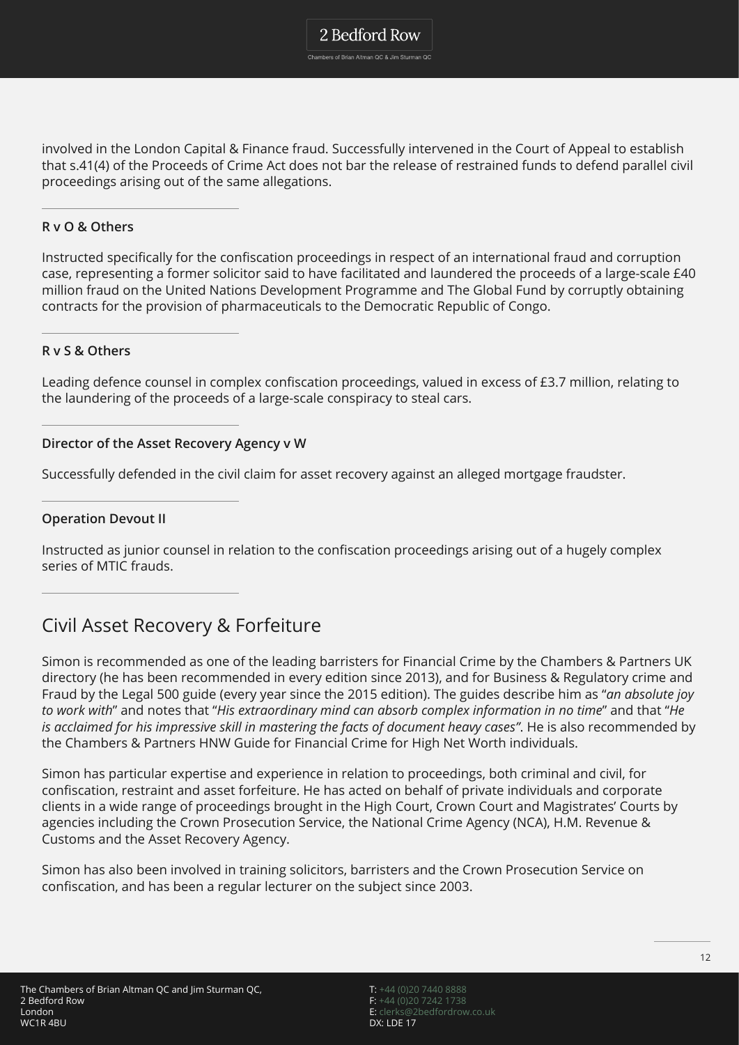involved in the London Capital & Finance fraud. Successfully intervened in the Court of Appeal to establish that s.41(4) of the Proceeds of Crime Act does not bar the release of restrained funds to defend parallel civil proceedings arising out of the same allegations.

---

**R v O & Others**

Instructed specifically for the confiscation proceedings in respect of an international fraud and corruption case, representing a former solicitor said to have facilitated and laundered the proceeds of a large-scale £40 million fraud on the United Nations Development Programme and The Global Fund by corruptly obtaining contracts for the provision of pharmaceuticals to the Democratic Republic of Congo.

---

**R v S & Others**

Leading defence counsel in complex confiscation proceedings, valued in excess of £3.7 million, relating to the laundering of the proceeds of a large-scale conspiracy to steal cars.

---

**Director of the Asset Recovery Agency v W**

Successfully defended in the civil claim for asset recovery against an alleged mortgage fraudster.

---

**Operation Devout II**

Instructed as junior counsel in relation to the confiscation proceedings arising out of a hugely complex series of MTIC frauds.

---

## Civil Asset Recovery & Forfeiture

Simon is recommended as one of the leading barristers for Financial Crime by the Chambers & Partners UK directory (he has been recommended in every edition since 2013), and for Business & Regulatory crime and Fraud by the Legal 500 guide (every year since the 2015 edition). The guides describe him as "*an absolute joy to work with*" and notes that "*His extraordinary mind can absorb complex information in no time*" and that "*He is acclaimed for his impressive skill in mastering the facts of document heavy cases"*. He is also recommended by the Chambers & Partners HNW Guide for Financial Crime for High Net Worth individuals.

Simon has particular expertise and experience in relation to proceedings, both criminal and civil, for confiscation, restraint and asset forfeiture. He has acted on behalf of private individuals and corporate clients in a wide range of proceedings brought in the High Court, Crown Court and Magistrates' Courts by agencies including the Crown Prosecution Service, the National Crime Agency (NCA), H.M. Revenue & Customs and the Asset Recovery Agency.

Simon has also been involved in training solicitors, barristers and the Crown Prosecution Service on confiscation, and has been a regular lecturer on the subject since 2003.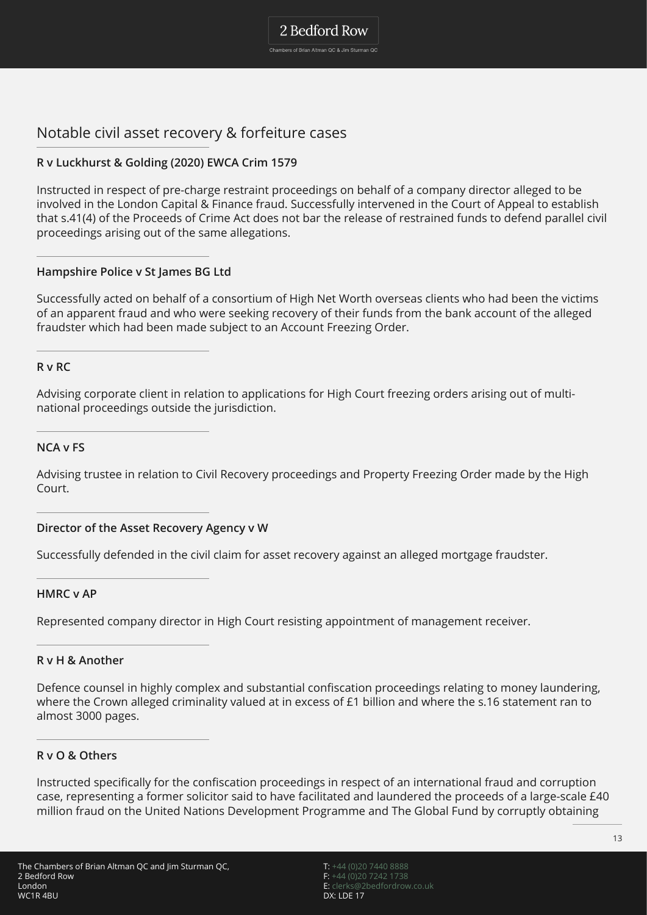## Notable civil asset recovery & forfeiture cases

**R v Luckhurst & Golding (2020) EWCA Crim 1579**

Instructed in respect of pre-charge restraint proceedings on behalf of a company director alleged to be involved in the London Capital & Finance fraud. Successfully intervened in the Court of Appeal to establish that s.41(4) of the Proceeds of Crime Act does not bar the release of restrained funds to defend parallel civil proceedings arising out of the same allegations.

**Hampshire Police v St James BG Ltd**

Successfully acted on behalf of a consortium of High Net Worth overseas clients who had been the victims of an apparent fraud and who were seeking recovery of their funds from the bank account of the alleged fraudster which had been made subject to an Account Freezing Order.

**R v RC**

Advising corporate client in relation to applications for High Court freezing orders arising out of multi-national proceedings outside the jurisdiction.

**NCA v FS**

Advising trustee in relation to Civil Recovery proceedings and Property Freezing Order made by the High Court.

**Director of the Asset Recovery Agency v W**

Successfully defended in the civil claim for asset recovery against an alleged mortgage fraudster.

**HMRC v AP**

Represented company director in High Court resisting appointment of management receiver.

**R v H & Another**

Defence counsel in highly complex and substantial confiscation proceedings relating to money laundering, where the Crown alleged criminality valued at in excess of £1 billion and where the s.16 statement ran to almost 3000 pages.

**R v O & Others**

Instructed specifically for the confiscation proceedings in respect of an international fraud and corruption case, representing a former solicitor said to have facilitated and laundered the proceeds of a large-scale £40 million fraud on the United Nations Development Programme and The Global Fund by corruptly obtaining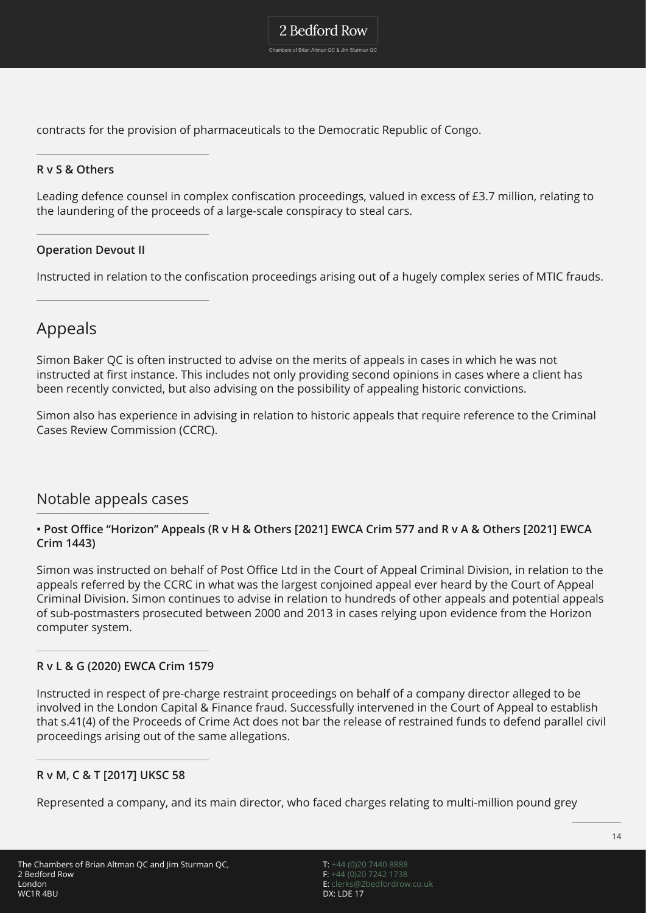contracts for the provision of pharmaceuticals to the Democratic Republic of Congo.

**R v S & Others**

Leading defence counsel in complex confiscation proceedings, valued in excess of £3.7 million, relating to the laundering of the proceeds of a large-scale conspiracy to steal cars.

**Operation Devout II**

Instructed in relation to the confiscation proceedings arising out of a hugely complex series of MTIC frauds.

## Appeals

Simon Baker QC is often instructed to advise on the merits of appeals in cases in which he was not instructed at first instance. This includes not only providing second opinions in cases where a client has been recently convicted, but also advising on the possibility of appealing historic convictions.

Simon also has experience in advising in relation to historic appeals that require reference to the Criminal Cases Review Commission (CCRC).

## Notable appeals cases

**• Post Office "Horizon" Appeals (R v H & Others [2021] EWCA Crim 577 and R v A & Others [2021] EWCA Crim 1443)**

Simon was instructed on behalf of Post Office Ltd in the Court of Appeal Criminal Division, in relation to the appeals referred by the CCRC in what was the largest conjoined appeal ever heard by the Court of Appeal Criminal Division. Simon continues to advise in relation to hundreds of other appeals and potential appeals of sub-postmasters prosecuted between 2000 and 2013 in cases relying upon evidence from the Horizon computer system.

**R v L & G (2020) EWCA Crim 1579**

Instructed in respect of pre-charge restraint proceedings on behalf of a company director alleged to be involved in the London Capital & Finance fraud. Successfully intervened in the Court of Appeal to establish that s.41(4) of the Proceeds of Crime Act does not bar the release of restrained funds to defend parallel civil proceedings arising out of the same allegations.

**R v M, C & T [2017] UKSC 58**

Represented a company, and its main director, who faced charges relating to multi-million pound grey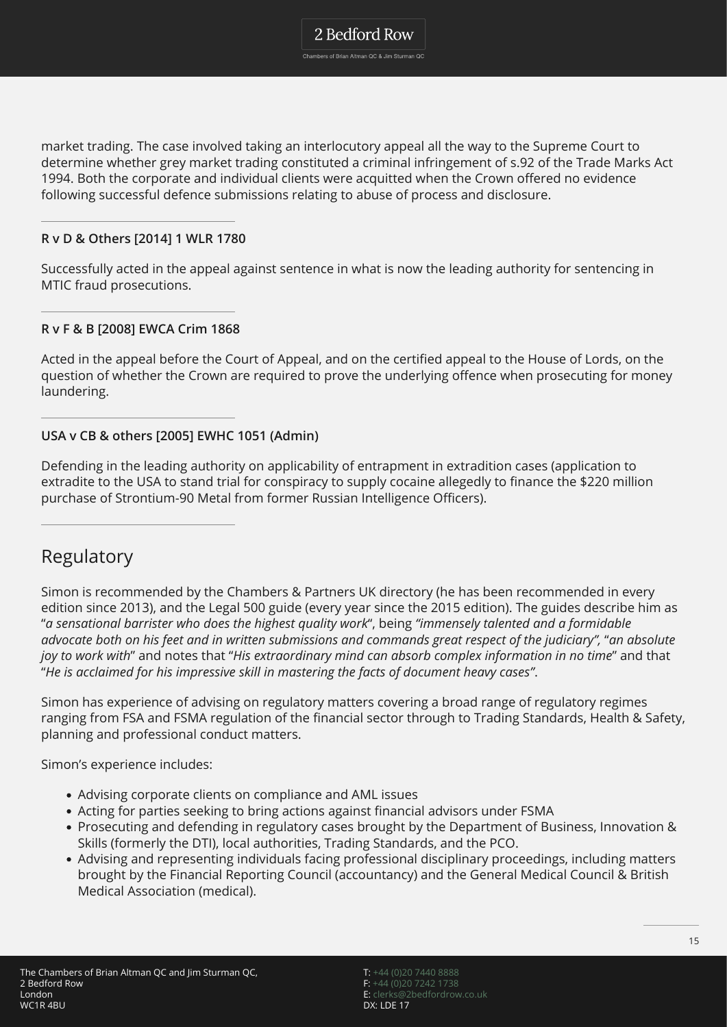market trading. The case involved taking an interlocutory appeal all the way to the Supreme Court to determine whether grey market trading constituted a criminal infringement of s.92 of the Trade Marks Act 1994. Both the corporate and individual clients were acquitted when the Crown offered no evidence following successful defence submissions relating to abuse of process and disclosure.

**R v D & Others [2014] 1 WLR 1780**

Successfully acted in the appeal against sentence in what is now the leading authority for sentencing in MTIC fraud prosecutions.

**R v F & B [2008] EWCA Crim 1868**

Acted in the appeal before the Court of Appeal, and on the certified appeal to the House of Lords, on the question of whether the Crown are required to prove the underlying offence when prosecuting for money laundering.

**USA v CB & others [2005] EWHC 1051 (Admin)**

Defending in the leading authority on applicability of entrapment in extradition cases (application to extradite to the USA to stand trial for conspiracy to supply cocaine allegedly to finance the $220 million purchase of Strontium-90 Metal from former Russian Intelligence Officers).

## Regulatory

Simon is recommended by the Chambers & Partners UK directory (he has been recommended in every edition since 2013), and the Legal 500 guide (every year since the 2015 edition). The guides describe him as "*a sensational barrister who does the highest quality work*", being *"immensely talented and a formidable advocate both on his feet and in written submissions and commands great respect of the judiciary",* "*an absolute joy to work with*" and notes that "*His extraordinary mind can absorb complex information in no time*" and that "*He is acclaimed for his impressive skill in mastering the facts of document heavy cases"*.

Simon has experience of advising on regulatory matters covering a broad range of regulatory regimes ranging from FSA and FSMA regulation of the financial sector through to Trading Standards, Health & Safety, planning and professional conduct matters.

Simon's experience includes:

- Advising corporate clients on compliance and AML issues
- Acting for parties seeking to bring actions against financial advisors under FSMA
- Prosecuting and defending in regulatory cases brought by the Department of Business, Innovation & Skills (formerly the DTI), local authorities, Trading Standards, and the PCO.
- Advising and representing individuals facing professional disciplinary proceedings, including matters brought by the Financial Reporting Council (accountancy) and the General Medical Council & British Medical Association (medical).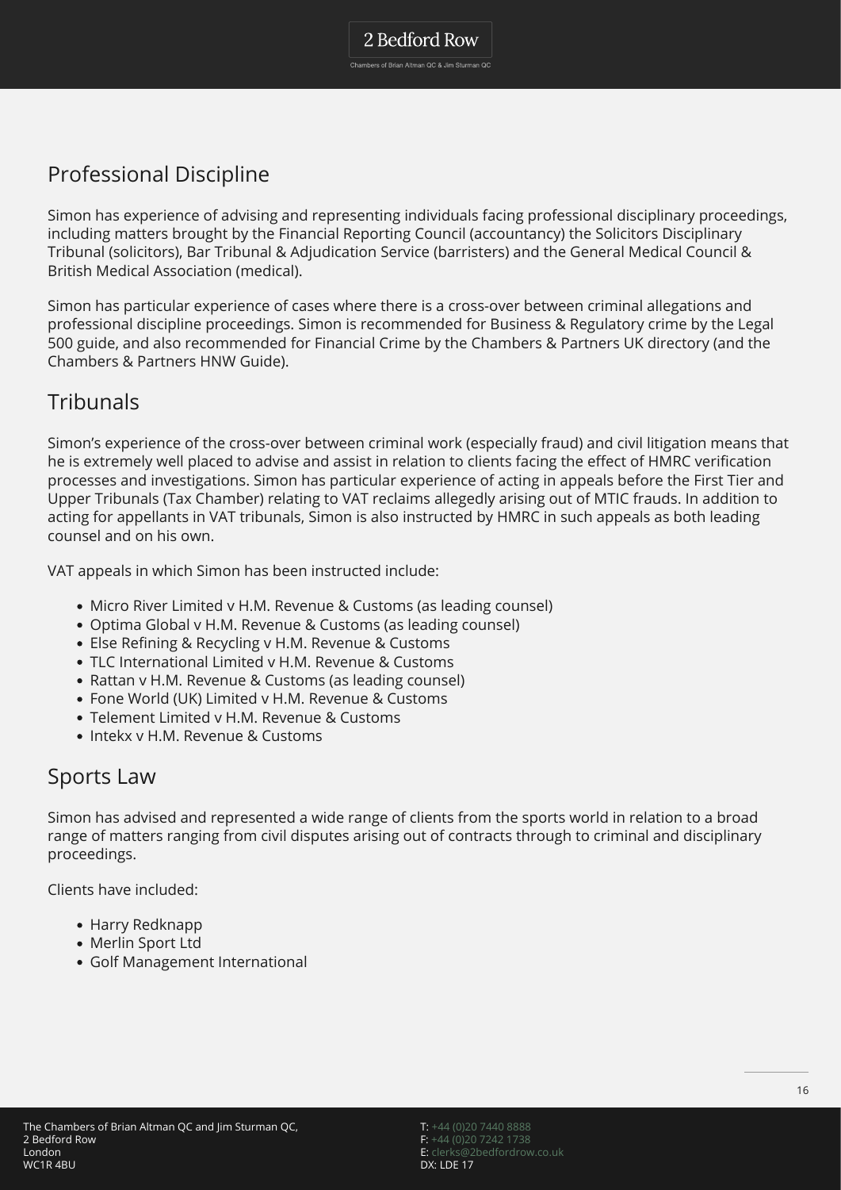## Professional Discipline

Simon has experience of advising and representing individuals facing professional disciplinary proceedings, including matters brought by the Financial Reporting Council (accountancy) the Solicitors Disciplinary Tribunal (solicitors), Bar Tribunal & Adjudication Service (barristers) and the General Medical Council & British Medical Association (medical).

Simon has particular experience of cases where there is a cross-over between criminal allegations and professional discipline proceedings. Simon is recommended for Business & Regulatory crime by the Legal 500 guide, and also recommended for Financial Crime by the Chambers & Partners UK directory (and the Chambers & Partners HNW Guide).

## Tribunals

Simon's experience of the cross-over between criminal work (especially fraud) and civil litigation means that he is extremely well placed to advise and assist in relation to clients facing the effect of HMRC verification processes and investigations. Simon has particular experience of acting in appeals before the First Tier and Upper Tribunals (Tax Chamber) relating to VAT reclaims allegedly arising out of MTIC frauds. In addition to acting for appellants in VAT tribunals, Simon is also instructed by HMRC in such appeals as both leading counsel and on his own.

VAT appeals in which Simon has been instructed include:

- Micro River Limited v H.M. Revenue & Customs (as leading counsel)
- Optima Global v H.M. Revenue & Customs (as leading counsel)
- Else Refining & Recycling v H.M. Revenue & Customs
- TLC International Limited v H.M. Revenue & Customs
- Rattan v H.M. Revenue & Customs (as leading counsel)
- Fone World (UK) Limited v H.M. Revenue & Customs
- Telement Limited v H.M. Revenue & Customs
- Intekx v H.M. Revenue & Customs

## Sports Law

Simon has advised and represented a wide range of clients from the sports world in relation to a broad range of matters ranging from civil disputes arising out of contracts through to criminal and disciplinary proceedings.

Clients have included:

- Harry Redknapp
- Merlin Sport Ltd
- Golf Management International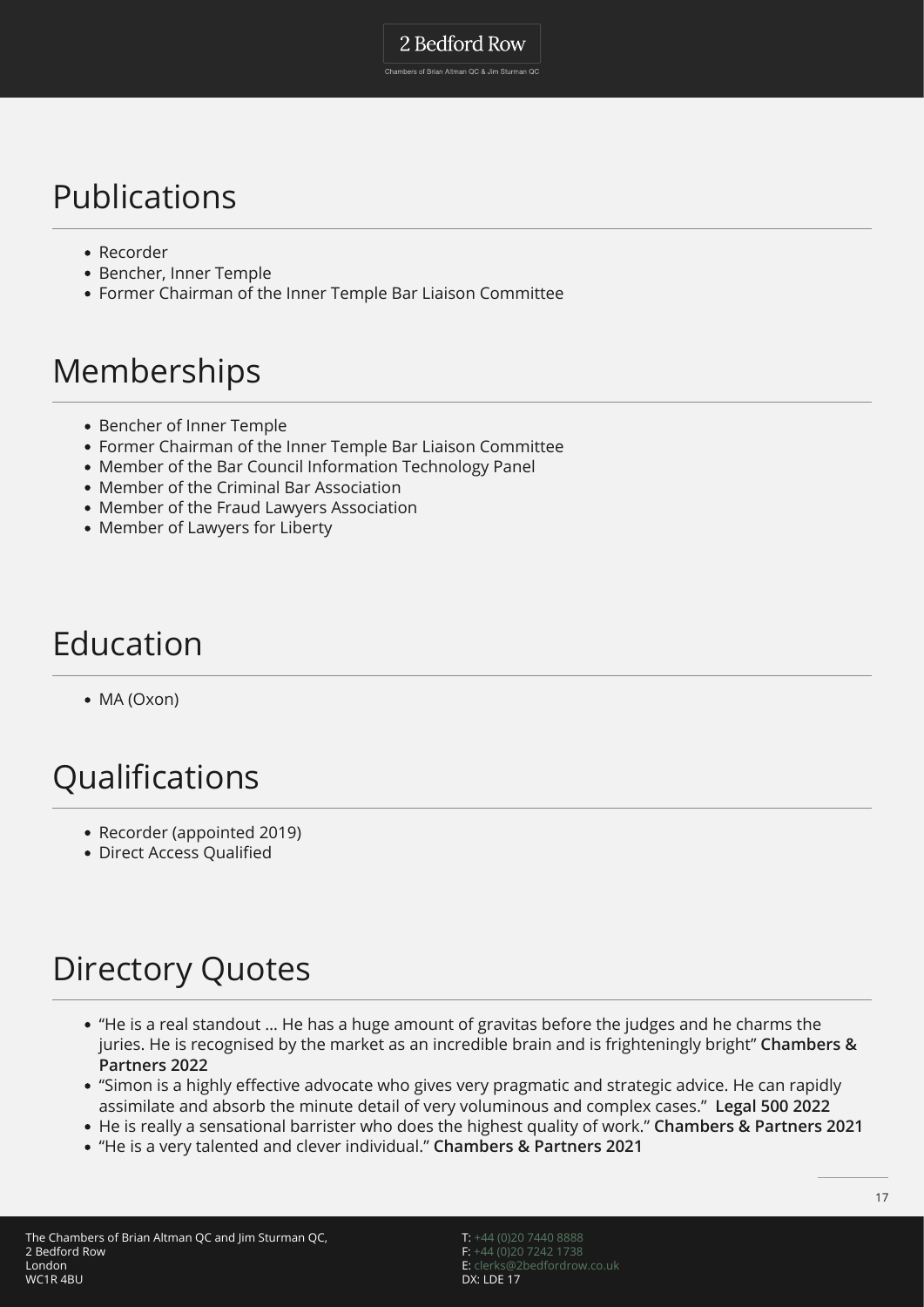## Publications

- Recorder
- Bencher, Inner Temple
- Former Chairman of the Inner Temple Bar Liaison Committee

## Memberships

- Bencher of Inner Temple
- Former Chairman of the Inner Temple Bar Liaison Committee
- Member of the Bar Council Information Technology Panel
- Member of the Criminal Bar Association
- Member of the Fraud Lawyers Association
- Member of Lawyers for Liberty

## Education

- MA (Oxon)

## Qualifications

- Recorder (appointed 2019)
- Direct Access Qualified

## Directory Quotes

- "He is a real standout ... He has a huge amount of gravitas before the judges and he charms the juries. He is recognised by the market as an incredible brain and is frighteningly bright" **Chambers & Partners 2022**
- "Simon is a highly effective advocate who gives very pragmatic and strategic advice. He can rapidly assimilate and absorb the minute detail of very voluminous and complex cases." **Legal 500 2022**
- He is really a sensational barrister who does the highest quality of work." **Chambers & Partners 2021**
- "He is a very talented and clever individual." **Chambers & Partners 2021**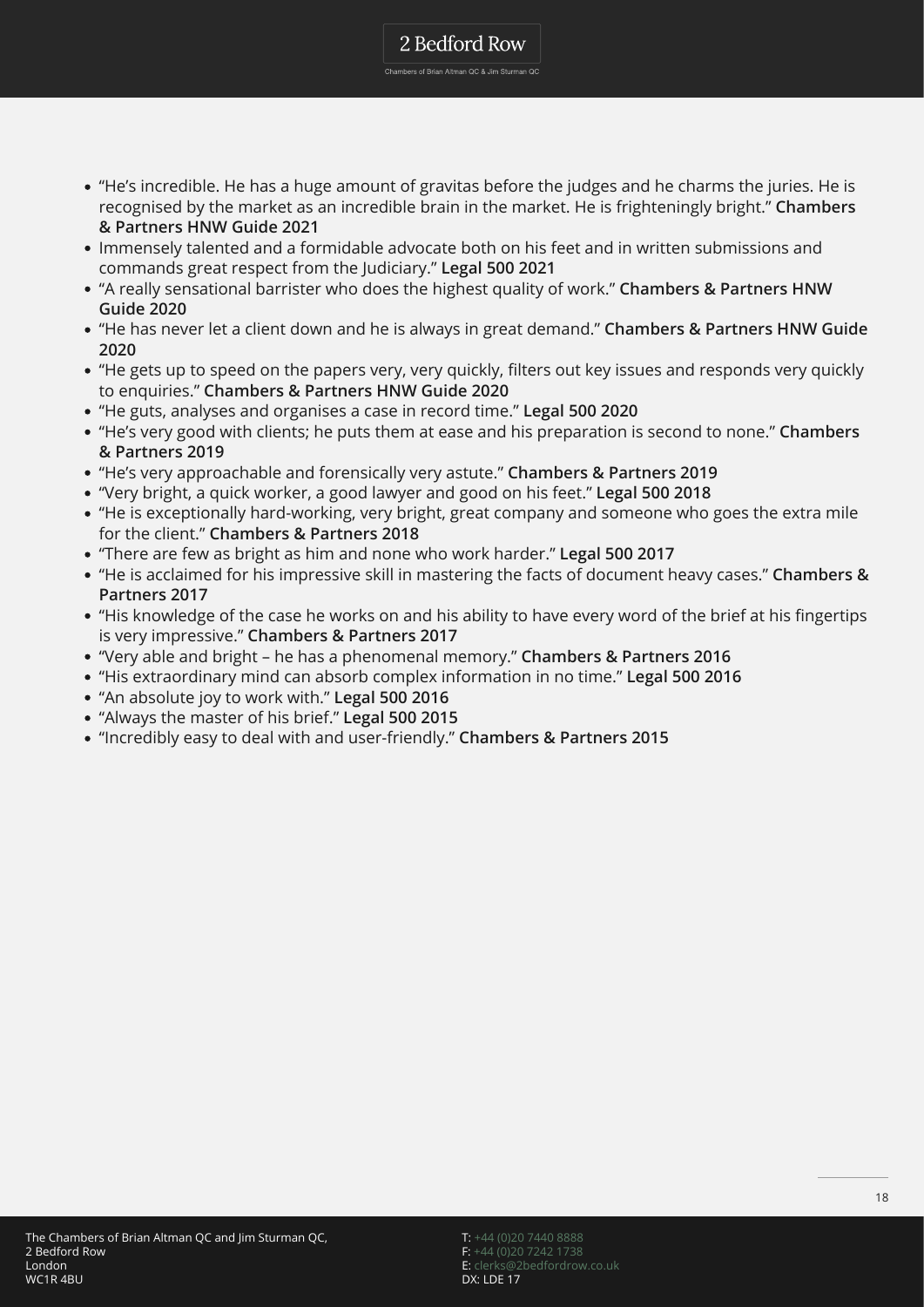- "He's incredible. He has a huge amount of gravitas before the judges and he charms the juries. He is recognised by the market as an incredible brain in the market. He is frighteningly bright." **Chambers & Partners HNW Guide 2021**
- Immensely talented and a formidable advocate both on his feet and in written submissions and commands great respect from the Judiciary." **Legal 500 2021**
- "A really sensational barrister who does the highest quality of work." **Chambers & Partners HNW Guide 2020**
- "He has never let a client down and he is always in great demand." **Chambers & Partners HNW Guide 2020**
- "He gets up to speed on the papers very, very quickly, filters out key issues and responds very quickly to enquiries." **Chambers & Partners HNW Guide 2020**
- "He guts, analyses and organises a case in record time." **Legal 500 2020**
- "He's very good with clients; he puts them at ease and his preparation is second to none." **Chambers & Partners 2019**
- "He's very approachable and forensically very astute." **Chambers & Partners 2019**
- "Very bright, a quick worker, a good lawyer and good on his feet." **Legal 500 2018**
- "He is exceptionally hard-working, very bright, great company and someone who goes the extra mile for the client." **Chambers & Partners 2018**
- "There are few as bright as him and none who work harder." **Legal 500 2017**
- "He is acclaimed for his impressive skill in mastering the facts of document heavy cases." **Chambers & Partners 2017**
- "His knowledge of the case he works on and his ability to have every word of the brief at his fingertips is very impressive." **Chambers & Partners 2017**
- "Very able and bright – he has a phenomenal memory." **Chambers & Partners 2016**
- "His extraordinary mind can absorb complex information in no time." **Legal 500 2016**
- "An absolute joy to work with." **Legal 500 2016**
- "Always the master of his brief." **Legal 500 2015**
- "Incredibly easy to deal with and user-friendly." **Chambers & Partners 2015**